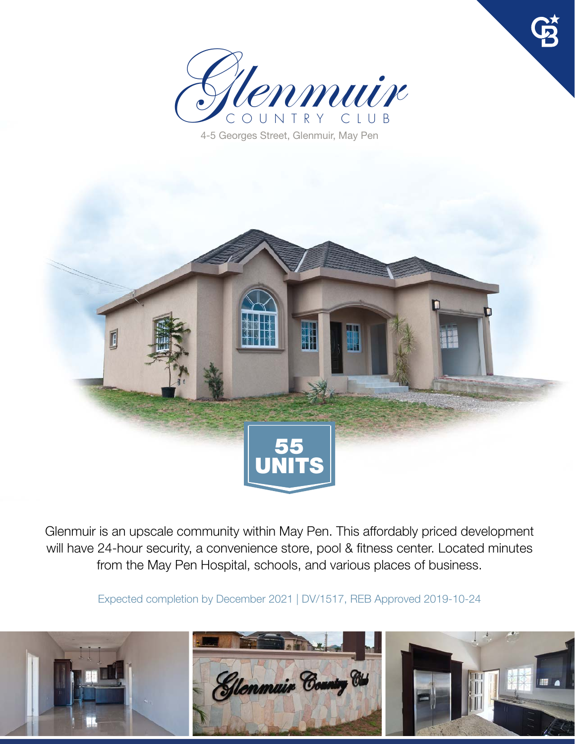# Glenmuir

## COUNTRY CLUB

4-5 Georges Street, Glenmuir, May Pen

**55 UNITS**

Glenmuir is an upscale community within May Pen. This affordably priced development will have 24-hour security, a convenience store, pool & fitness center. Located minutes from the May Pen Hospital, schools, and various places of business.

Expected completion by December 2021 | DV/1517, REB Approved 2019-10-24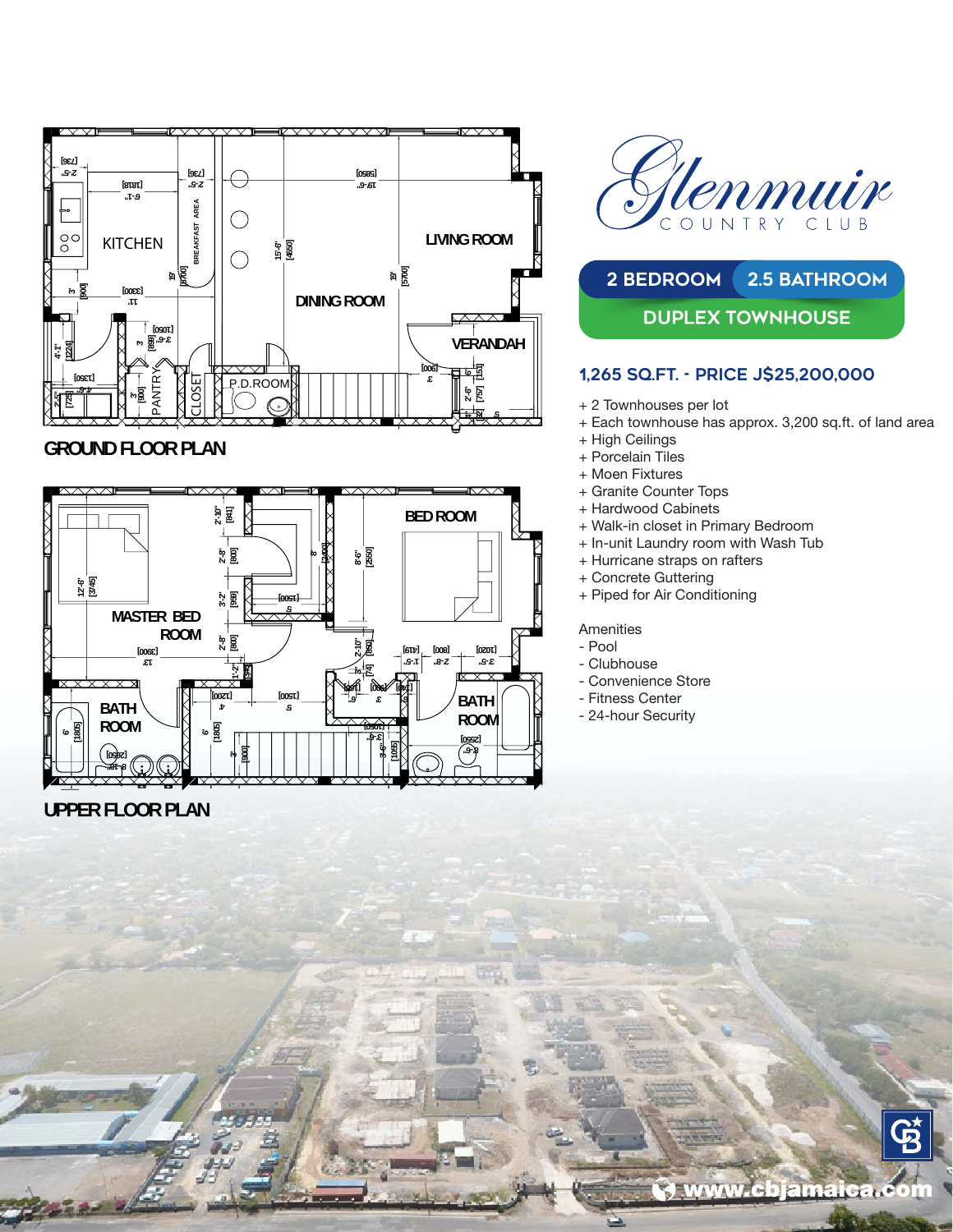# Glenmuir
COUNTRY CLUB

## 2 BEDROOM 2.5 BATHROOM
## DUPLEX TOWNHOUSE

### 1,265 SQ.FT. - PRICE J$25,200,000

+ 2 Townhouses per lot
+ Each townhouse has approx. 3,200 sq.ft. of land area
+ High Ceilings
+ Porcelain Tiles
+ Moen Fixtures
+ Granite Counter Tops
+ Hardwood Cabinets
+ Walk-in closet in Primary Bedroom
+ In-unit Laundry room with Wash Tub
+ Hurricane straps on rafters
+ Concrete Guttering
+ Piped for Air Conditioning

Amenities
- Pool
- Clubhouse
- Convenience Store
- Fitness Center
- 24-hour Security

GROUND FLOOR PLAN

UPPER FLOOR PLAN

www.cbjamaica.com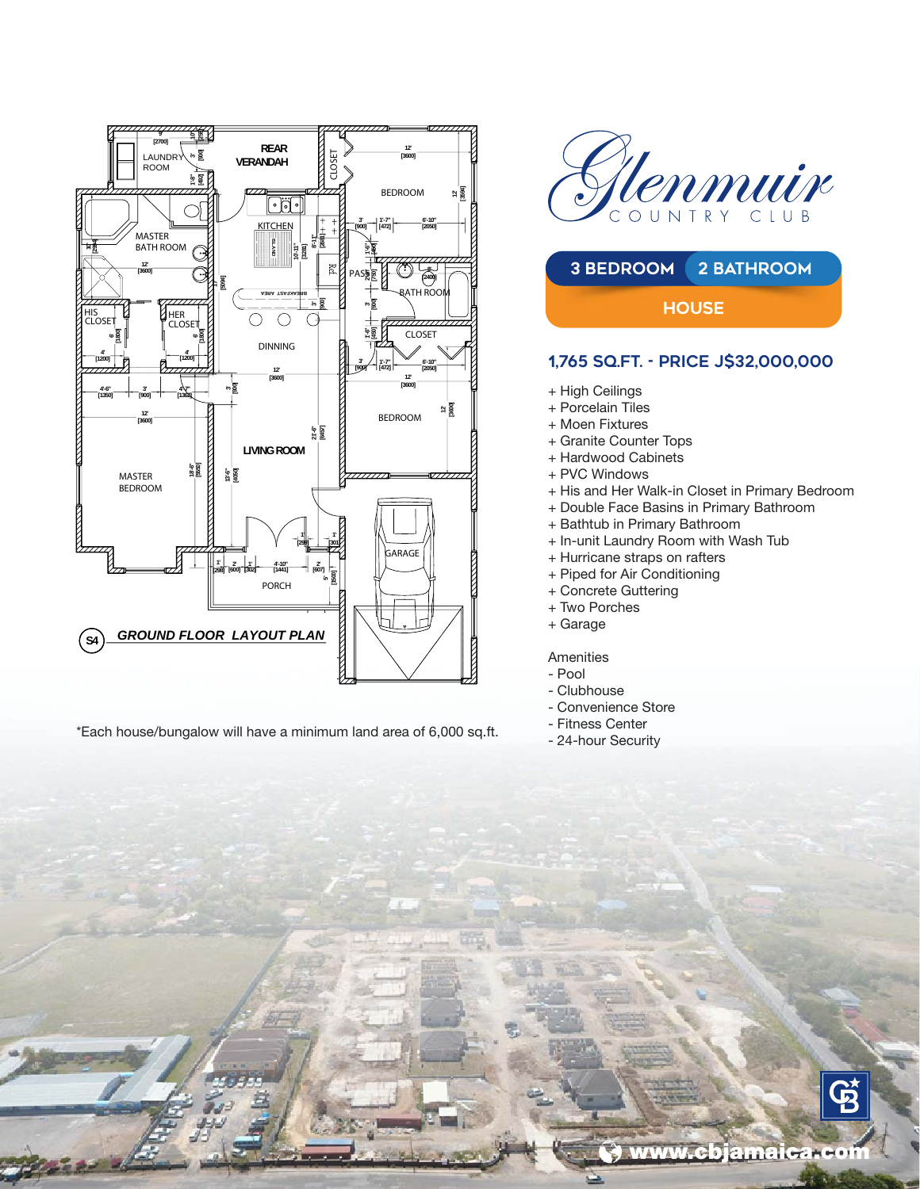# Glenmuir COUNTRY CLUB

## 3 BEDROOM 2 BATHROOM HOUSE

### 1,765 SQ.FT. - PRICE J$32,000,000

+ High Ceilings
+ Porcelain Tiles
+ Moen Fixtures
+ Granite Counter Tops
+ Hardwood Cabinets
+ PVC Windows
+ His and Her Walk-in Closet in Primary Bedroom
+ Double Face Basins in Primary Bathroom
+ Bathtub in Primary Bathroom
+ In-unit Laundry Room with Wash Tub
+ Hurricane straps on rafters
+ Piped for Air Conditioning
+ Concrete Guttering
+ Two Porches
+ Garage

Amenities

- Pool
- Clubhouse
- Convenience Store
- Fitness Center
- 24-hour Security

S4 *GROUND FLOOR LAYOUT PLAN*

*Each house/bungalow will have a minimum land area of 6,000 sq.ft.

www.cbjamaica.com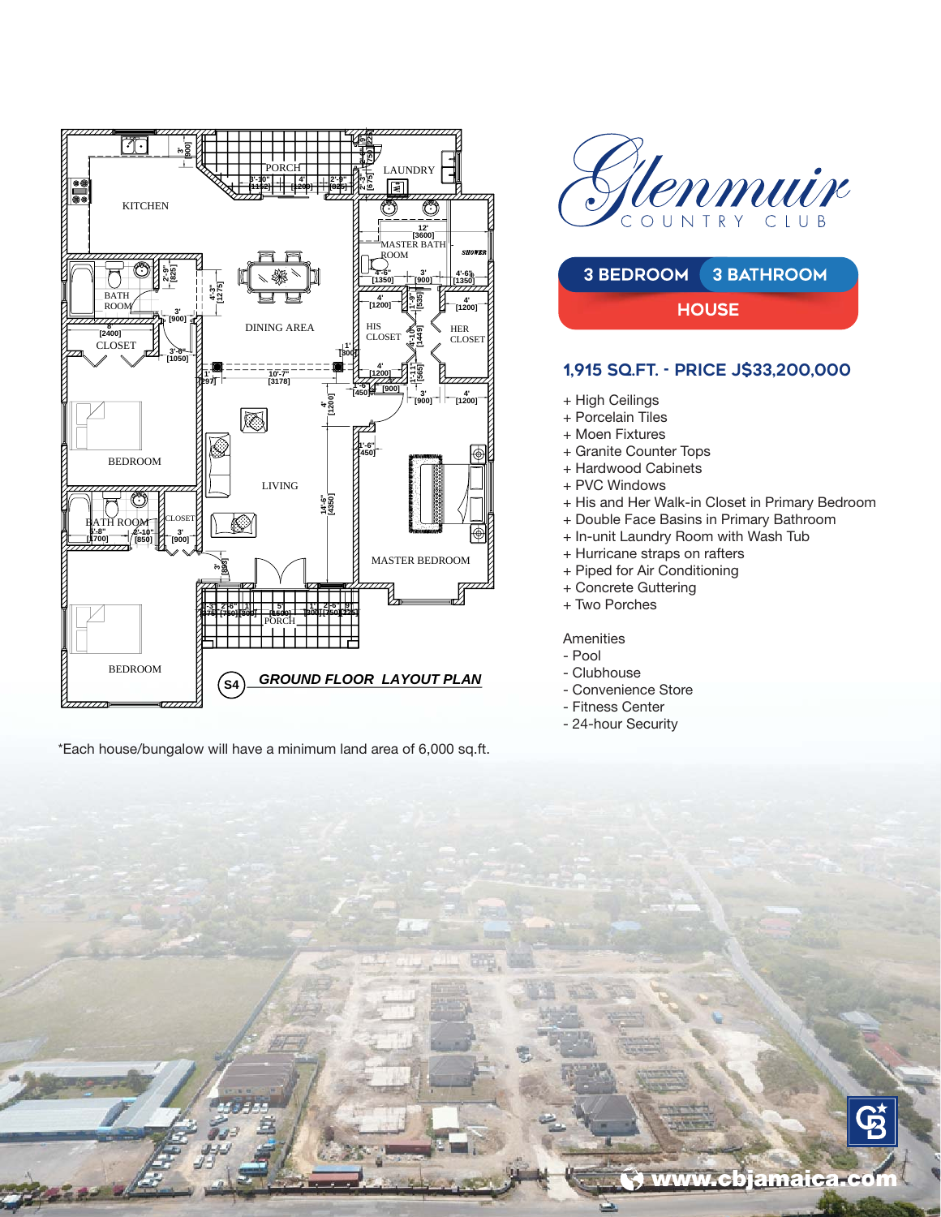# Glenmuir COUNTRY CLUB

**3 BEDROOM** **3 BATHROOM**

**HOUSE**

## 1,915 SQ.FT. - PRICE J$33,200,000

+ High Ceilings
+ Porcelain Tiles
+ Moen Fixtures
+ Granite Counter Tops
+ Hardwood Cabinets
+ PVC Windows
+ His and Her Walk-in Closet in Primary Bedroom
+ Double Face Basins in Primary Bathroom
+ In-unit Laundry Room with Wash Tub
+ Hurricane straps on rafters
+ Piped for Air Conditioning
+ Concrete Guttering
+ Two Porches

Amenities
- Pool
- Clubhouse
- Convenience Store
- Fitness Center
- 24-hour Security

S4 ***GROUND FLOOR LAYOUT PLAN***

*Each house/bungalow will have a minimum land area of 6,000 sq.ft.

www.cbjamaica.com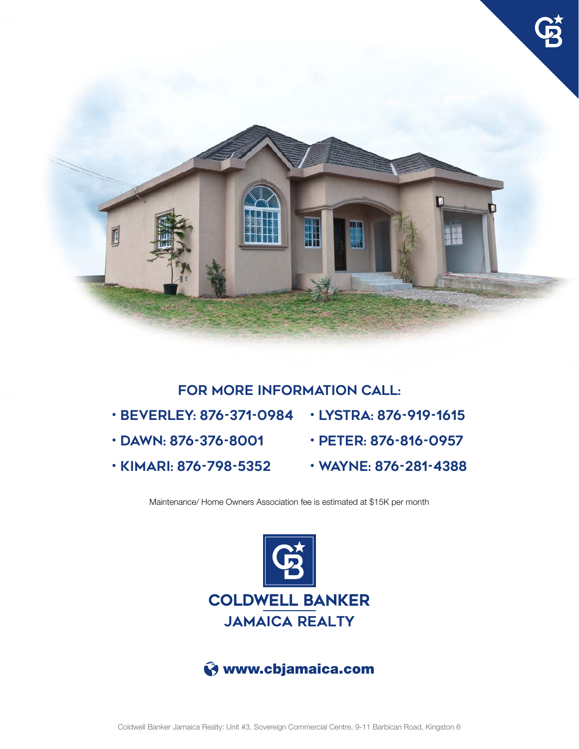## FOR MORE INFORMATION CALL:

- **BEVERLEY: 876-371-0984**
- **DAWN: 876-376-8001**
- **KIMARI: 876-798-5352**
- **LYSTRA: 876-919-1615**
- **PETER: 876-816-0957**
- **WAYNE: 876-281-4388**

Maintenance/ Home Owners Association fee is estimated at $15K per month

**COLDWELL BANKER**
**JAMAICA REALTY**

**www.cbjamaica.com**

Coldwell Banker Jamaica Realty: Unit #3, Sovereign Commercial Centre, 9-11 Barbican Road, Kingston 6